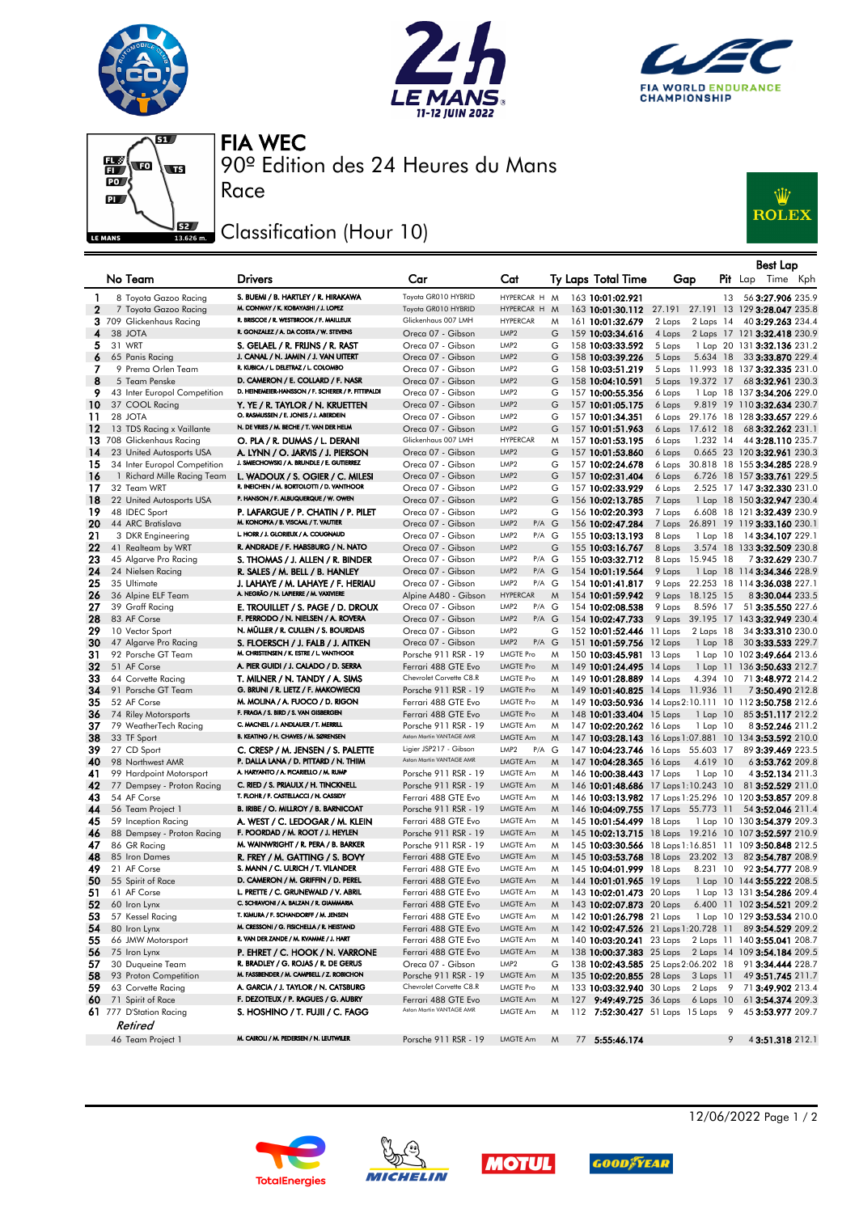# FIA WEC

## 90º Edition des 24 Heures du Mans

## Race

## Classification (Hour 10)

| | No | Team | Drivers | Car | Cat | | Ty | Laps | Total Time | Gap | | Pit | Best Lap Lap | Time | Kph |
|---|---|---|---|---|---|---|---|---|---|---|---|---|---|---|---|
| 1 | 8 | Toyota Gazoo Racing | S. BUEMI / B. HARTLEY / R. HIRAKAWA | Toyota GR010 HYBRID | HYPERCAR | H | M | 163 | 10:01:02.921 | | | 13 | 56 | 3:27.906 | 235.9 |
| 2 | 7 | Toyota Gazoo Racing | M. CONWAY / K. KOBAYASHI / J. LOPEZ | Toyota GR010 HYBRID | HYPERCAR | H | M | 163 | 10:01:30.112 | 27.191 | 27.191 | 13 | 129 | 3:28.047 | 235.8 |
| 3 | 709 | Glickenhaus Racing | R. BRISCOE / R. WESTBROOK / F. MAILLEUX | Glickenhaus 007 LMH | HYPERCAR | | M | 161 | 10:01:32.679 | 2 Laps | 2 Laps | 14 | 40 | 3:29.263 | 234.4 |
| 4 | 38 | JOTA | R. GONZALEZ / A. DA COSTA / W. STEVENS | Oreca 07 - Gibson | LMP2 | | G | 159 | 10:03:34.616 | 4 Laps | 2 Laps | 17 | 121 | 3:32.418 | 230.9 |
| 5 | 31 | WRT | S. GELAEL / R. FRIJNS / R. RAST | Oreca 07 - Gibson | LMP2 | | G | 158 | 10:03:33.592 | 5 Laps | 1 Lap | 20 | 131 | 3:32.136 | 231.2 |
| 6 | 65 | Panis Racing | J. CANAL / N. JAMIN / J. VAN UITERT | Oreca 07 - Gibson | LMP2 | | G | 158 | 10:03:39.226 | 5 Laps | 5.634 | 18 | 33 | 3:33.870 | 229.4 |
| 7 | 9 | Prema Orlen Team | R. KUBICA / L. DELETRAZ / L. COLOMBO | Oreca 07 - Gibson | LMP2 | | G | 158 | 10:03:51.219 | 5 Laps | 11.993 | 18 | 137 | 3:32.335 | 231.0 |
| 8 | 5 | Team Penske | D. CAMERON / E. COLLARD / F. NASR | Oreca 07 - Gibson | LMP2 | | G | 158 | 10:04:10.591 | 5 Laps | 19.372 | 17 | 68 | 3:32.961 | 230.3 |
| 9 | 43 | Inter Europol Competition | D. HEINEMEIER-HANSSON / F. SCHERER / P. FITTIPALDI | Oreca 07 - Gibson | LMP2 | | G | 157 | 10:00:55.356 | 6 Laps | 1 Lap | 18 | 137 | 3:34.206 | 229.0 |
| 10 | 37 | COOL Racing | Y. YE / R. TAYLOR / N. KRUETTEN | Oreca 07 - Gibson | LMP2 | | G | 157 | 10:01:05.175 | 6 Laps | 9.819 | 19 | 110 | 3:32.634 | 230.7 |
| 11 | 28 | JOTA | O. RASMUSSEN / E. JONES / J. ABERDEIN | Oreca 07 - Gibson | LMP2 | | G | 157 | 10:01:34.351 | 6 Laps | 29.176 | 18 | 128 | 3:33.657 | 229.6 |
| 12 | 13 | TDS Racing x Vaillante | N. DE VRIES / M. BECHE / T. VAN DER HELM | Oreca 07 - Gibson | LMP2 | | G | 157 | 10:01:51.963 | 6 Laps | 17.612 | 18 | 68 | 3:32.262 | 231.1 |
| 13 | 708 | Glickenhaus Racing | O. PLA / R. DUMAS / L. DERANI | Glickenhaus 007 LMH | HYPERCAR | | M | 157 | 10:01:53.195 | 6 Laps | 1.232 | 14 | 44 | 3:28.110 | 235.7 |
| 14 | 23 | United Autosports USA | A. LYNN / O. JARVIS / J. PIERSON | Oreca 07 - Gibson | LMP2 | | G | 157 | 10:01:53.860 | 6 Laps | 0.665 | 23 | 120 | 3:32.961 | 230.3 |
| 15 | 34 | Inter Europol Competition | J. SMIECHOWSKI / A. BRUNDLE / E. GUTIERREZ | Oreca 07 - Gibson | LMP2 | | G | 157 | 10:02:24.678 | 6 Laps | 30.818 | 18 | 155 | 3:34.285 | 228.9 |
| 16 | 1 | Richard Mille Racing Team | L. WADOUX / S. OGIER / C. MILESI | Oreca 07 - Gibson | LMP2 | | G | 157 | 10:02:31.404 | 6 Laps | 6.726 | 18 | 157 | 3:33.761 | 229.5 |
| 17 | 32 | Team WRT | R. INEICHEN / M. BORTOLOTTI / D. VANTHOOR | Oreca 07 - Gibson | LMP2 | | G | 157 | 10:02:33.929 | 6 Laps | 2.525 | 17 | 147 | 3:32.330 | 231.0 |
| 18 | 22 | United Autosports USA | P. HANSON / F. ALBUQUERQUE / W. OWEN | Oreca 07 - Gibson | LMP2 | | G | 156 | 10:02:13.785 | 7 Laps | 1 Lap | 18 | 150 | 3:32.947 | 230.4 |
| 19 | 48 | IDEC Sport | P. LAFARGUE / P. CHATIN / P. PILET | Oreca 07 - Gibson | LMP2 | | G | 156 | 10:02:20.393 | 7 Laps | 6.608 | 18 | 121 | 3:32.439 | 230.9 |
| 20 | 44 | ARC Bratislava | M. KONOPKA / B. VISCAAL / T. VAUTIER | Oreca 07 - Gibson | LMP2 | P/A | G | 156 | 10:02:47.284 | 7 Laps | 26.891 | 19 | 119 | 3:33.160 | 230.1 |
| 21 | 3 | DKR Engineering | L. HORR / J. GLORIEUX / A. COUGNAUD | Oreca 07 - Gibson | LMP2 | P/A | G | 155 | 10:03:13.193 | 8 Laps | 1 Lap | 18 | 14 | 3:34.107 | 229.1 |
| 22 | 41 | Realteam by WRT | R. ANDRADE / F. HABSBURG / N. NATO | Oreca 07 - Gibson | LMP2 | | G | 155 | 10:03:16.767 | 8 Laps | 3.574 | 18 | 133 | 3:32.509 | 230.8 |
| 23 | 45 | Algarve Pro Racing | S. THOMAS / J. ALLEN / R. BINDER | Oreca 07 - Gibson | LMP2 | P/A | G | 155 | 10:03:32.712 | 8 Laps | 15.945 | 18 | 7 | 3:32.629 | 230.7 |
| 24 | 24 | Nielsen Racing | R. SALES / M. BELL / B. HANLEY | Oreca 07 - Gibson | LMP2 | P/A | G | 154 | 10:01:19.564 | 9 Laps | 1 Lap | 18 | 114 | 3:34.346 | 228.9 |
| 25 | 35 | Ultimate | J. LAHAYE / M. LAHAYE / F. HERIAU | Oreca 07 - Gibson | LMP2 | P/A | G | 154 | 10:01:41.817 | 9 Laps | 22.253 | 18 | 114 | 3:36.038 | 227.1 |
| 26 | 36 | Alpine ELF Team | A. NEGRÃO / N. LAPIERRE / M. VAXIVIERE | Alpine A480 - Gibson | HYPERCAR | | M | 154 | 10:01:59.942 | 9 Laps | 18.125 | 15 | 8 | 3:30.044 | 233.5 |
| 27 | 39 | Graff Racing | E. TROUILLET / S. PAGE / D. DROUX | Oreca 07 - Gibson | LMP2 | P/A | G | 154 | 10:02:08.538 | 9 Laps | 8.596 | 17 | 51 | 3:35.550 | 227.6 |
| 28 | 83 | AF Corse | F. PERRODO / N. NIELSEN / A. ROVERA | Oreca 07 - Gibson | LMP2 | P/A | G | 154 | 10:02:47.733 | 9 Laps | 39.195 | 17 | 143 | 3:32.949 | 230.4 |
| 29 | 10 | Vector Sport | N. MÜLLER / R. CULLEN / S. BOURDAIS | Oreca 07 - Gibson | LMP2 | | G | 152 | 10:01:52.446 | 11 Laps | 2 Laps | 18 | 34 | 3:33.310 | 230.0 |
| 30 | 47 | Algarve Pro Racing | S. FLOERSCH / J. FALB / J. AITKEN | Oreca 07 - Gibson | LMP2 | P/A | G | 151 | 10:01:59.756 | 12 Laps | 1 Lap | 18 | 30 | 3:33.533 | 229.7 |
| 31 | 92 | Porsche GT Team | M. CHRISTENSEN / K. ESTRE / L. VANTHOOR | Porsche 911 RSR - 19 | LMGTE Pro | | M | 150 | 10:03:45.981 | 13 Laps | 1 Lap | 10 | 102 | 3:49.664 | 213.6 |
| 32 | 51 | AF Corse | A. PIER GUIDI / J. CALADO / D. SERRA | Ferrari 488 GTE Evo | LMGTE Pro | | M | 149 | 10:01:24.495 | 14 Laps | 1 Lap | 11 | 136 | 3:50.633 | 212.7 |
| 33 | 64 | Corvette Racing | T. MILNER / N. TANDY / A. SIMS | Chevrolet Corvette C8.R | LMGTE Pro | | M | 149 | 10:01:28.889 | 14 Laps | 4.394 | 10 | 71 | 3:48.972 | 214.2 |
| 34 | 91 | Porsche GT Team | G. BRUNI / R. LIETZ / F. MAKOWIECKI | Porsche 911 RSR - 19 | LMGTE Pro | | M | 149 | 10:01:40.825 | 14 Laps | 11.936 | 11 | 7 | 3:50.490 | 212.8 |
| 35 | 52 | AF Corse | M. MOLINA / A. FUOCO / D. RIGON | Ferrari 488 GTE Evo | LMGTE Pro | | M | 149 | 10:03:50.936 | 14 Laps | 2:10.111 | 10 | 112 | 3:50.758 | 212.6 |
| 36 | 74 | Riley Motorsports | F. FRAGA / S. BIRD / S. VAN GISBERGEN | Ferrari 488 GTE Evo | LMGTE Pro | | M | 148 | 10:01:33.404 | 15 Laps | 1 Lap | 10 | 85 | 3:51.117 | 212.2 |
| 37 | 79 | WeatherTech Racing | C. MACNEIL / J. ANDLAUER / T. MERRILL | Porsche 911 RSR - 19 | LMGTE Am | | M | 147 | 10:02:20.262 | 16 Laps | 1 Lap | 10 | 8 | 3:52.246 | 211.2 |
| 38 | 33 | TF Sport | B. KEATING / H. CHAVES / M. SØRENSEN | Aston Martin VANTAGE AMR | LMGTE Am | | M | 147 | 10:03:28.143 | 16 Laps | 1:07.881 | 10 | 134 | 3:53.592 | 210.0 |
| 39 | 27 | CD Sport | C. CRESP / M. JENSEN / S. PALETTE | Ligier JSP217 - Gibson | LMP2 | P/A | G | 147 | 10:04:23.746 | 16 Laps | 55.603 | 17 | 89 | 3:39.469 | 223.5 |
| 40 | 98 | Northwest AMR | P. DALLA LANA / D. PITTARD / N. THIIM | Aston Martin VANTAGE AMR | LMGTE Am | | M | 147 | 10:04:28.365 | 16 Laps | 4.619 | 10 | 6 | 3:53.762 | 209.8 |
| 41 | 99 | Hardpoint Motorsport | A. HARYANTO / A. PICARIELLO / M. RUMP | Porsche 911 RSR - 19 | LMGTE Am | | M | 146 | 10:00:38.443 | 17 Laps | 1 Lap | 10 | 4 | 3:52.134 | 211.3 |
| 42 | 77 | Dempsey - Proton Racing | C. RIED / S. PRIAULX / H. TINCKNELL | Porsche 911 RSR - 19 | LMGTE Am | | M | 146 | 10:01:48.686 | 17 Laps | 1:10.243 | 10 | 81 | 3:52.529 | 211.0 |
| 43 | 54 | AF Corse | T. FLOHR / F. CASTELLACCI / N. CASSIDY | Ferrari 488 GTE Evo | LMGTE Am | | M | 146 | 10:03:13.982 | 17 Laps | 1:25.296 | 10 | 120 | 3:53.857 | 209.8 |
| 44 | 56 | Team Project 1 | B. IRIBE / O. MILLROY / B. BARNICOAT | Porsche 911 RSR - 19 | LMGTE Am | | M | 146 | 10:04:09.755 | 17 Laps | 55.773 | 11 | 54 | 3:52.046 | 211.4 |
| 45 | 59 | Inception Racing | A. WEST / C. LEDOGAR / M. KLEIN | Ferrari 488 GTE Evo | LMGTE Am | | M | 145 | 10:01:54.499 | 18 Laps | 1 Lap | 10 | 130 | 3:54.379 | 209.3 |
| 46 | 88 | Dempsey - Proton Racing | F. POORDAD / M. ROOT / J. HEYLEN | Porsche 911 RSR - 19 | LMGTE Am | | M | 145 | 10:02:13.715 | 18 Laps | 19.216 | 10 | 107 | 3:52.597 | 210.9 |
| 47 | 86 | GR Racing | M. WAINWRIGHT / R. PERA / B. BARKER | Porsche 911 RSR - 19 | LMGTE Am | | M | 145 | 10:03:30.566 | 18 Laps | 1:16.851 | 11 | 109 | 3:50.848 | 212.5 |
| 48 | 85 | Iron Dames | R. FREY / M. GATTING / S. BOVY | Ferrari 488 GTE Evo | LMGTE Am | | M | 145 | 10:03:53.768 | 18 Laps | 23.202 | 13 | 82 | 3:54.787 | 208.9 |
| 49 | 21 | AF Corse | S. MANN / C. ULRICH / T. VILANDER | Ferrari 488 GTE Evo | LMGTE Am | | M | 145 | 10:04:01.999 | 18 Laps | 8.231 | 10 | 92 | 3:54.777 | 208.9 |
| 50 | 55 | Spirit of Race | D. CAMERON / M. GRIFFIN / D. PEREL | Ferrari 488 GTE Evo | LMGTE Am | | M | 144 | 10:01:01.965 | 19 Laps | 1 Lap | 10 | 144 | 3:55.222 | 208.5 |
| 51 | 61 | AF Corse | L. PRETTE / C. GRUNEWALD / V. ABRIL | Ferrari 488 GTE Evo | LMGTE Am | | M | 143 | 10:02:01.473 | 20 Laps | 1 Lap | 13 | 131 | 3:54.286 | 209.4 |
| 52 | 60 | Iron Lynx | C. SCHIAVONI / A. BALZAN / R. GIAMMARIA | Ferrari 488 GTE Evo | LMGTE Am | | M | 143 | 10:02:07.873 | 20 Laps | 6.400 | 11 | 102 | 3:54.521 | 209.2 |
| 53 | 57 | Kessel Racing | T. KIMURA / F. SCHANDORFF / M. JENSEN | Ferrari 488 GTE Evo | LMGTE Am | | M | 142 | 10:01:26.798 | 21 Laps | 1 Lap | 10 | 129 | 3:53.534 | 210.0 |
| 54 | 80 | Iron Lynx | M. CRESSONI / G. FISICHELLA / R. HEISTAND | Ferrari 488 GTE Evo | LMGTE Am | | M | 142 | 10:02:47.526 | 21 Laps | 1:20.728 | 11 | 89 | 3:54.529 | 209.2 |
| 55 | 66 | JMW Motorsport | R. VAN DER ZANDE / M. KVAMME / J. HART | Ferrari 488 GTE Evo | LMGTE Am | | M | 140 | 10:03:20.241 | 23 Laps | 2 Laps | 11 | 140 | 3:55.041 | 208.7 |
| 56 | 75 | Iron Lynx | P. EHRET / C. HOOK / N. VARRONE | Ferrari 488 GTE Evo | LMGTE Am | | M | 138 | 10:00:37.383 | 25 Laps | 2 Laps | 14 | 109 | 3:54.184 | 209.5 |
| 57 | 30 | Duqueine Team | R. BRADLEY / G. ROJAS / R. DE GERUS | Oreca 07 - Gibson | LMP2 | | G | 138 | 10:02:43.585 | 25 Laps | 2:06.202 | 18 | 91 | 3:34.444 | 228.7 |
| 58 | 93 | Proton Competition | M. FASSBENDER / M. CAMPBELL / Z. ROBICHON | Porsche 911 RSR - 19 | LMGTE Am | | M | 135 | 10:02:20.855 | 28 Laps | 3 Laps | 11 | 49 | 3:51.745 | 211.7 |
| 59 | 63 | Corvette Racing | A. GARCIA / J. TAYLOR / N. CATSBURG | Chevrolet Corvette C8.R | LMGTE Pro | | M | 133 | 10:03:32.940 | 30 Laps | 2 Laps | 9 | 71 | 3:49.902 | 213.4 |
| 60 | 71 | Spirit of Race | F. DEZOTEUX / P. RAGUES / G. AUBRY | Ferrari 488 GTE Evo | LMGTE Am | | M | 127 | 9:49:49.725 | 36 Laps | 6 Laps | 10 | 61 | 3:54.374 | 209.3 |
| 61 | 777 | D'Station Racing | S. HOSHINO / T. FUJII / C. FAGG | Aston Martin VANTAGE AMR | LMGTE Am | | M | 112 | 7:52:30.427 | 51 Laps | 15 Laps | 9 | 45 | 3:53.977 | 209.7 |
| *Retired* | | | | | | | | | | | | | | | |
| | 46 | Team Project 1 | M. CAIROLI / M. PEDERSEN / N. LEUTWILER | Porsche 911 RSR - 19 | LMGTE Am | | M | 77 | 5:55:46.174 | | | 9 | 4 | 3:51.318 | 212.1 |

12/06/2022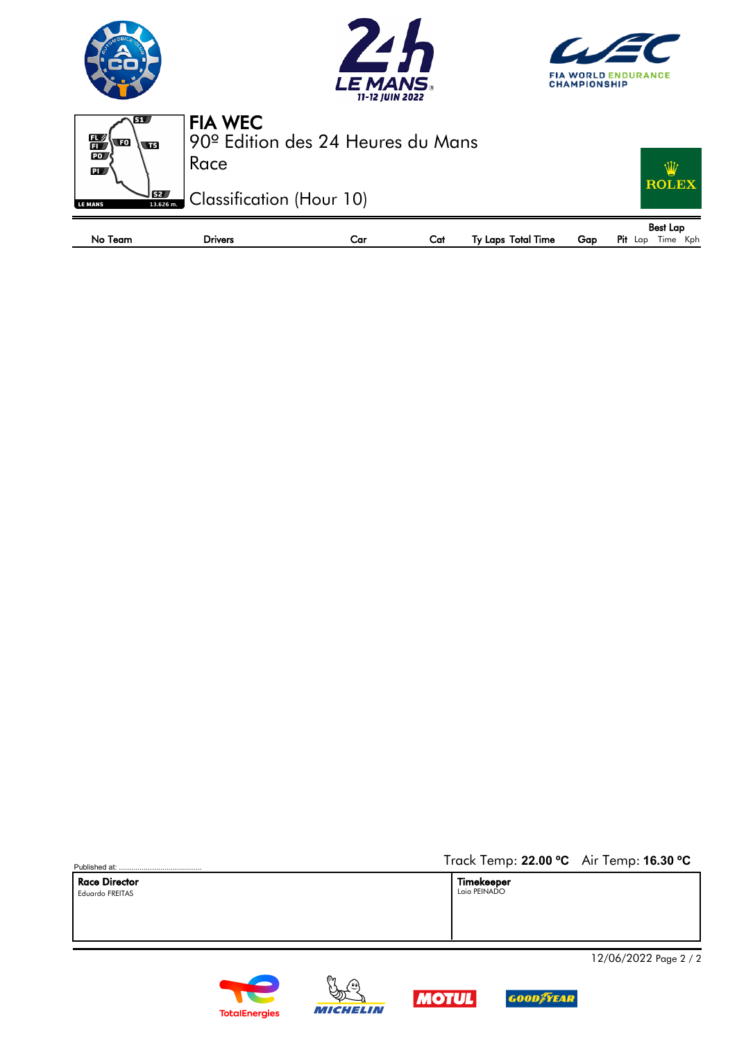# FIA WEC

90º Edition des 24 Heures du Mans

Race

Classification (Hour 10)

| No | Team | Drivers | Car | Cat | Ty | Laps | Total Time | Gap | Pit | Best Lap | | |
|---|---|---|---|---|---|---|---|---|---|---|---|---|
| | | | | | | | | | | Lap | Time | Kph |

Track Temp: **22.00 ºC** Air Temp: **16.30 ºC**

Published at: ........................................

| **Race Director** | **Timekeeper** |
|---|---|
| Eduardo FREITAS | Laia PEINADO |

12/06/2022